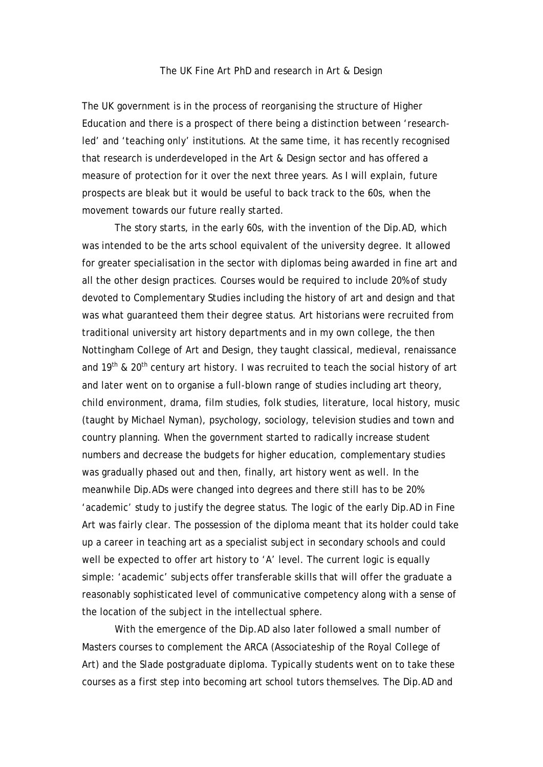# The UK Fine Art PhD and research in Art & Design

The UK government is in the process of reorganising the structure of Higher Education and there is a prospect of there being a distinction between 'research-led' and 'teaching only' institutions. At the same time, it has recently recognised that research is underdeveloped in the Art & Design sector and has offered a measure of protection for it over the next three years. As I will explain, future prospects are bleak but it would be useful to back track to the 60s, when the movement towards our future really started.

The story starts, in the early 60s, with the invention of the Dip.AD, which was intended to be the arts school equivalent of the university degree. It allowed for greater specialisation in the sector with diplomas being awarded in fine art and all the other design practices. Courses would be required to include 20% of study devoted to Complementary Studies including the history of art and design and that was what guaranteed them their degree status. Art historians were recruited from traditional university art history departments and in my own college, the then Nottingham College of Art and Design, they taught classical, medieval, renaissance and 19th & 20th century art history. I was recruited to teach the social history of art and later went on to organise a full-blown range of studies including art theory, child environment, drama, film studies, folk studies, literature, local history, music (taught by Michael Nyman), psychology, sociology, television studies and town and country planning. When the government started to radically increase student numbers and decrease the budgets for higher education, complementary studies was gradually phased out and then, finally, art history went as well. In the meanwhile Dip.ADs were changed into degrees and there still has to be 20% 'academic' study to justify the degree status. The logic of the early Dip.AD in Fine Art was fairly clear. The possession of the diploma meant that its holder could take up a career in teaching art as a specialist subject in secondary schools and could well be expected to offer art history to 'A' level. The current logic is equally simple: 'academic' subjects offer transferable skills that will offer the graduate a reasonably sophisticated level of communicative competency along with a sense of the location of the subject in the intellectual sphere.

With the emergence of the Dip.AD also later followed a small number of Masters courses to complement the ARCA (Associateship of the Royal College of Art) and the Slade postgraduate diploma. Typically students went on to take these courses as a first step into becoming art school tutors themselves. The Dip.AD and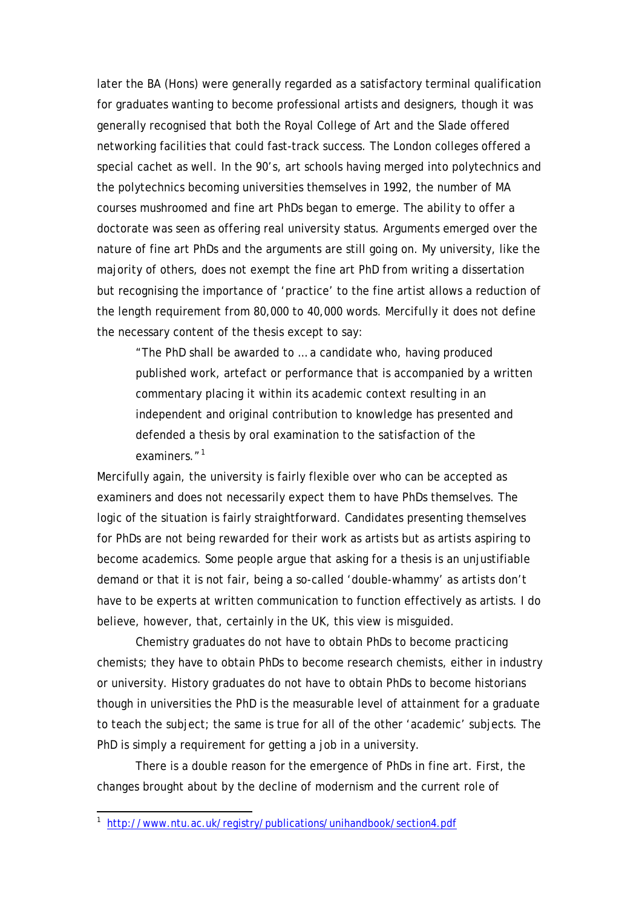later the BA (Hons) were generally regarded as a satisfactory terminal qualification for graduates wanting to become professional artists and designers, though it was generally recognised that both the Royal College of Art and the Slade offered networking facilities that could fast-track success. The London colleges offered a special cachet as well. In the 90's, art schools having merged into polytechnics and the polytechnics becoming universities themselves in 1992, the number of MA courses mushroomed and fine art PhDs began to emerge. The ability to offer a doctorate was seen as offering real university status. Arguments emerged over the nature of fine art PhDs and the arguments are still going on. My university, like the majority of others, does not exempt the fine art PhD from writing a dissertation but recognising the importance of 'practice' to the fine artist allows a reduction of the length requirement from 80,000 to 40,000 words. Mercifully it does not define the necessary content of the thesis except to say:

> "The PhD shall be awarded to … a candidate who, having produced published work, artefact or performance that is accompanied by a written commentary placing it within its academic context resulting in an independent and original contribution to knowledge has presented and defended a thesis by oral examination to the satisfaction of the examiners."[1]

Mercifully again, the university is fairly flexible over who can be accepted as examiners and does not necessarily expect them to have PhDs themselves. The logic of the situation is fairly straightforward. Candidates presenting themselves for PhDs are not being rewarded for their work as artists but as artists aspiring to become academics. Some people argue that asking for a thesis is an unjustifiable demand or that it is not fair, being a so-called 'double-whammy' as artists don't have to be experts at written communication to function effectively as artists. I do believe, however, that, certainly in the UK, this view is misguided.

Chemistry graduates do not have to obtain PhDs to become practicing chemists; they have to obtain PhDs to become research chemists, either in industry or university. History graduates do not have to obtain PhDs to become historians though in universities the PhD is the measurable level of attainment for a graduate to teach the subject; the same is true for all of the other 'academic' subjects. The PhD is simply a requirement for getting a job in a university.

There is a double reason for the emergence of PhDs in fine art. First, the changes brought about by the decline of modernism and the current role of

---

[1] http://www.ntu.ac.uk/registry/publications/unihandbook/section4.pdf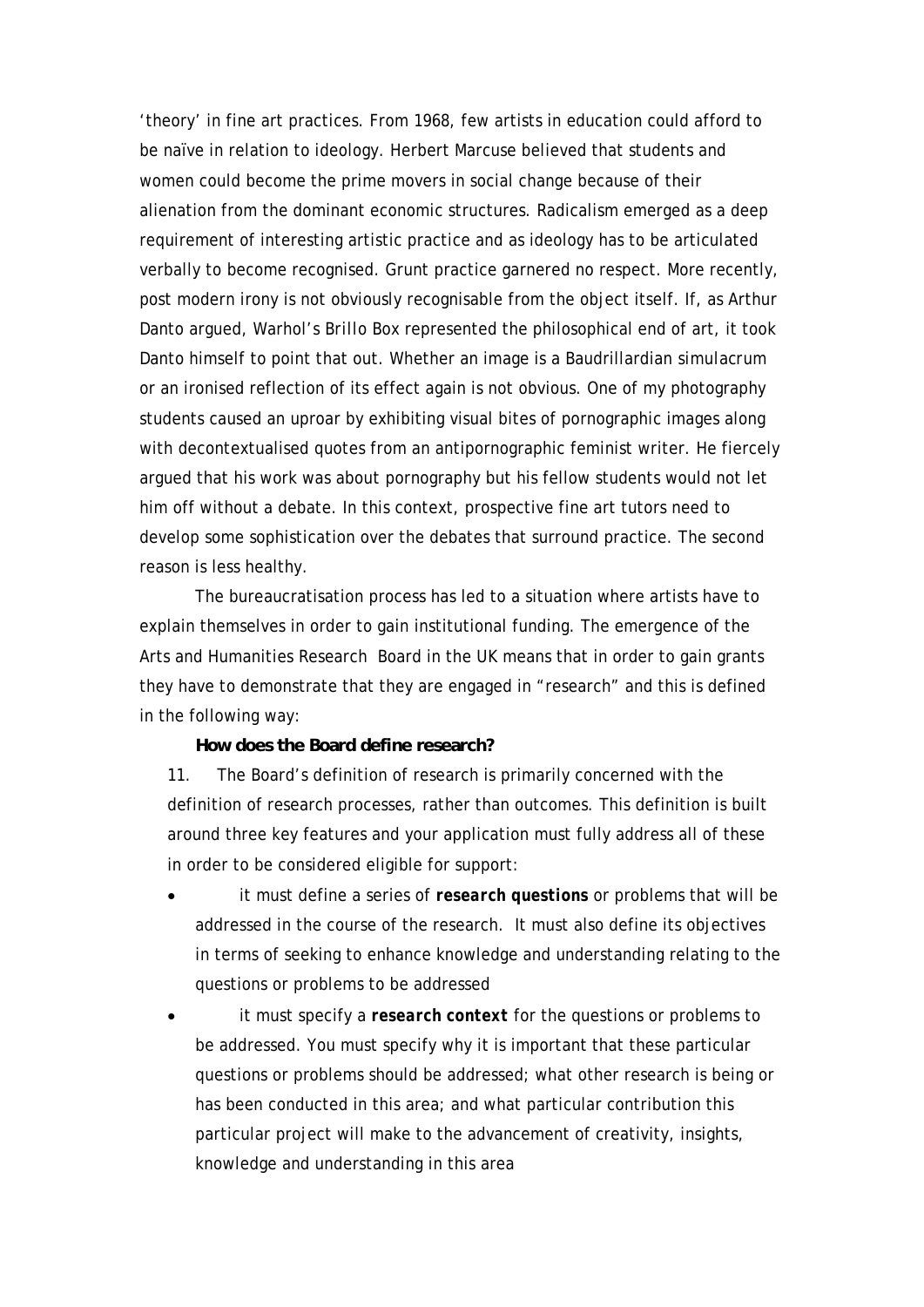'theory' in fine art practices. From 1968, few artists in education could afford to be naïve in relation to ideology. Herbert Marcuse believed that students and women could become the prime movers in social change because of their alienation from the dominant economic structures. Radicalism emerged as a deep requirement of interesting artistic practice and as ideology has to be articulated verbally to become recognised. Grunt practice garnered no respect. More recently, post modern irony is not obviously recognisable from the object itself. If, as Arthur Danto argued, Warhol's *Brillo Box* represented the philosophical end of art, it took Danto himself to point that out. Whether an image is a Baudrillardian simulacrum or an ironised reflection of its effect again is not obvious. One of my photography students caused an uproar by exhibiting visual bites of pornographic images along with decontextualised quotes from an antipornographic feminist writer. He fiercely argued that his work was about pornography but his fellow students would not let him off without a debate. In this context, prospective fine art tutors need to develop some sophistication over the debates that surround practice. The second reason is less healthy.

The bureaucratisation process has led to a situation where artists have to explain themselves in order to gain institutional funding. The emergence of the Arts and Humanities Research Board in the UK means that in order to gain grants they have to demonstrate that they are engaged in "research" and this is defined in the following way:

**How does the Board define research?**

11. The Board's definition of research is primarily concerned with the definition of research processes, rather than outcomes. This definition is built around three key features and your application must fully address all of these in order to be considered eligible for support:

- it must define a series of ***research questions*** or problems that will be addressed in the course of the research. It must also define its objectives in terms of seeking to enhance knowledge and understanding relating to the questions or problems to be addressed
- it must specify a ***research context*** for the questions or problems to be addressed. You must specify why it is important that these particular questions or problems should be addressed; what other research is being or has been conducted in this area; and what particular contribution this particular project will make to the advancement of creativity, insights, knowledge and understanding in this area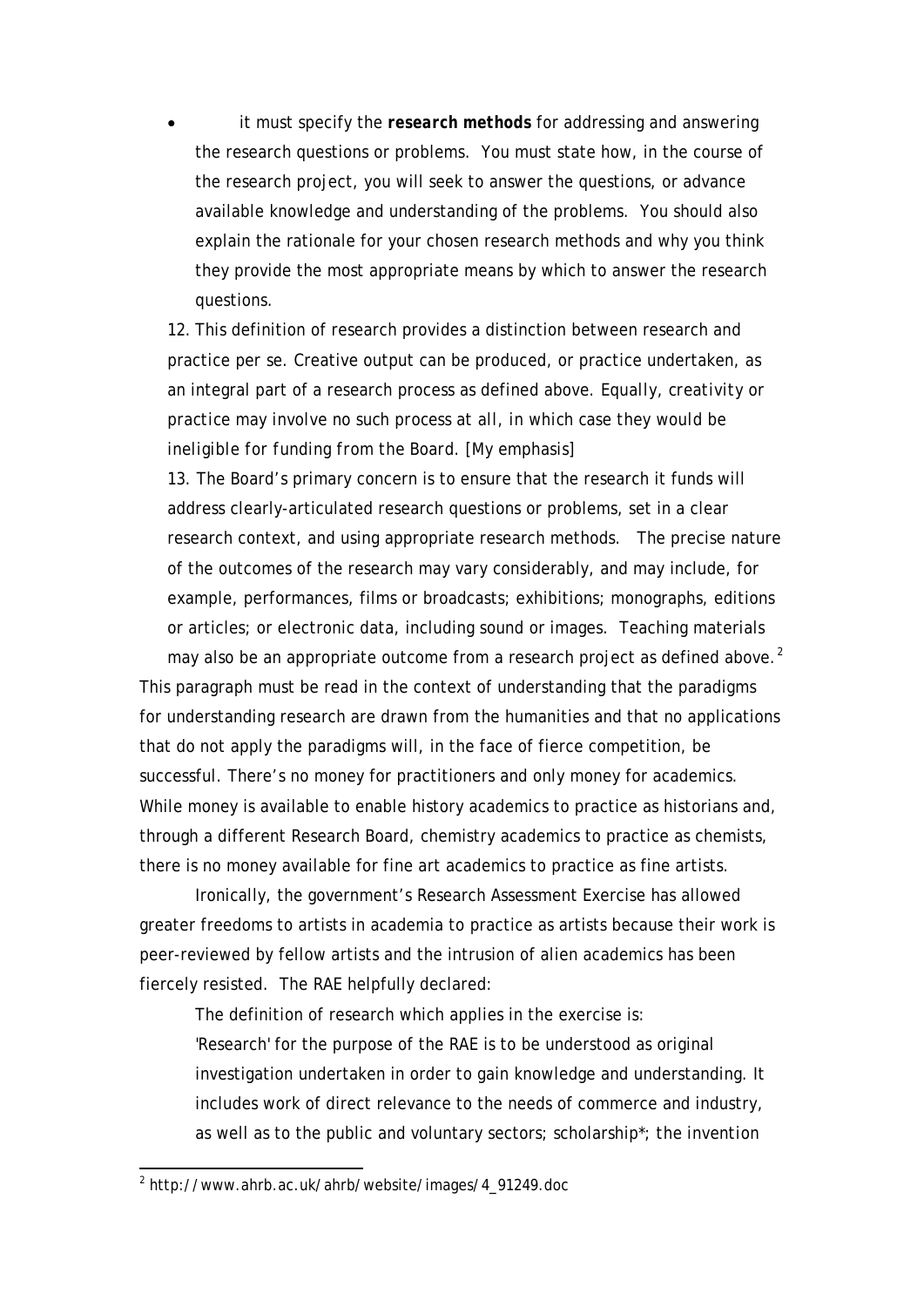- it must specify the ***research methods*** for addressing and answering the research questions or problems. You must state how, in the course of the research project, you will seek to answer the questions, or advance available knowledge and understanding of the problems. You should also explain the rationale for your chosen research methods and why you think they provide the most appropriate means by which to answer the research questions.

> 12. This definition of research provides a distinction between research and practice per se. Creative output can be produced, or practice undertaken, as an integral part of a research process as defined above. Equally, *creativity or practice may involve no such process at all, in which case they would be ineligible for funding from the Board.* [My emphasis]
>
> 13. The Board's primary concern is to ensure that the research it funds will address clearly-articulated research questions or problems, set in a clear research context, and using appropriate research methods. The precise nature of the outcomes of the research may vary considerably, and may include, for example, performances, films or broadcasts; exhibitions; monographs, editions or articles; or electronic data, including sound or images. Teaching materials may also be an appropriate outcome from a research project as defined above.[2]

This paragraph must be read in the context of understanding that the paradigms for understanding research are drawn from the humanities and that no applications that do not apply the paradigms will, in the face of fierce competition, be successful. There's no money for practitioners and only money for academics. While money is available to enable history academics to practice as historians and, through a different Research Board, chemistry academics to practice as chemists, there is no money available for fine art academics to practice as fine artists.

Ironically, the government's Research Assessment Exercise has allowed greater freedoms to artists in academia to practice as artists because their work is peer-reviewed by fellow artists and the intrusion of alien academics has been fiercely resisted. The RAE helpfully declared:

> The definition of research which applies in the exercise is:
>
> 'Research' for the purpose of the RAE is to be understood as original investigation undertaken in order to gain knowledge and understanding. It includes work of direct relevance to the needs of commerce and industry, as well as to the public and voluntary sectors; scholarship*; the invention

[2] http://www.ahrb.ac.uk/ahrb/website/images/4_91249.doc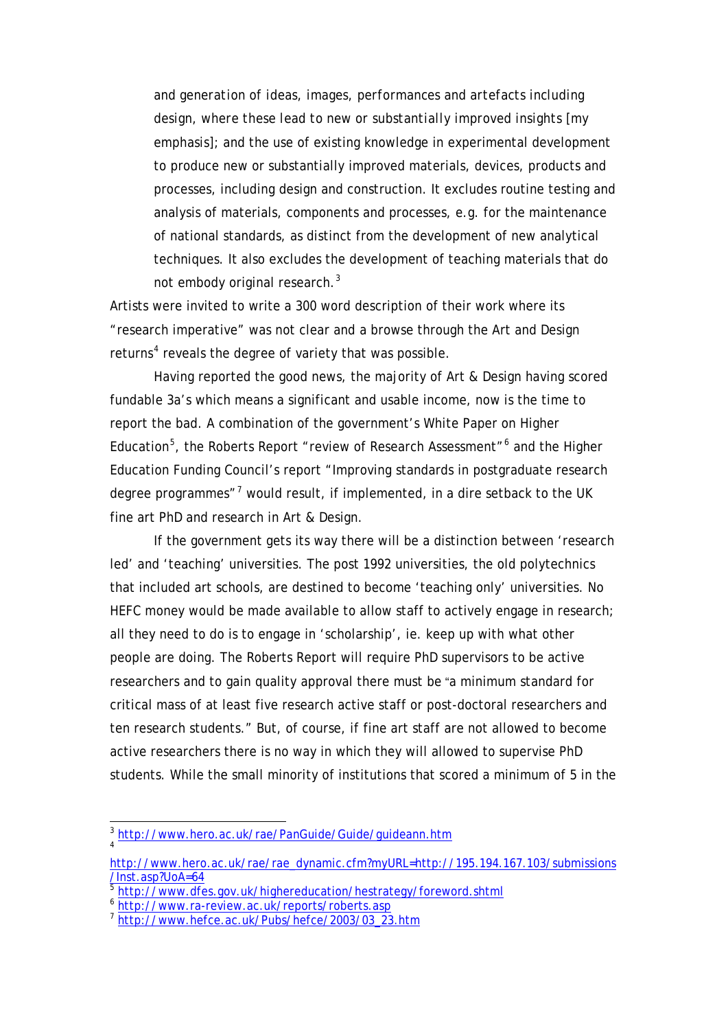> and generation of ideas, images, performances and artefacts including design, where these lead to new or substantially improved insights [my emphasis]; and the use of existing knowledge in experimental development to produce new or substantially improved materials, devices, products and processes, including design and construction. It excludes routine testing and analysis of materials, components and processes, e.g. for the maintenance of national standards, as distinct from the development of new analytical techniques. It also excludes the development of teaching materials that do not embody original research.[3]

Artists were invited to write a 300 word description of their work where its "research imperative" was not clear and a browse through the Art and Design returns[4] reveals the degree of variety that was possible.

Having reported the good news, the majority of Art & Design having scored fundable 3a's which means a significant and usable income, now is the time to report the bad. A combination of the government's White Paper on Higher Education[5], the Roberts Report "review of Research Assessment"[6] and the Higher Education Funding Council's report "Improving standards in postgraduate research degree programmes"[7] would result, if implemented, in a dire setback to the UK fine art PhD and research in Art & Design.

If the government gets its way there will be a distinction between 'research led' and 'teaching' universities. The post 1992 universities, the old polytechnics that included art schools, are destined to become 'teaching only' universities. No HEFC money would be made available to allow staff to actively engage in research; all they need to do is to engage in 'scholarship', ie. keep up with what other people are doing. The Roberts Report will require PhD supervisors to be active researchers and to gain quality approval there must be "a minimum standard for critical mass of at least five research active staff or post-doctoral researchers and ten research students." But, of course, if fine art staff are not allowed to become active researchers there is no way in which they will allowed to supervise PhD students. While the small minority of institutions that scored a minimum of 5 in the

---

[3] http://www.hero.ac.uk/rae/PanGuide/Guide/guideann.htm

[4] http://www.hero.ac.uk/rae/rae_dynamic.cfm?myURL=http://195.194.167.103/submissions/Inst.asp?UoA=64

[5] http://www.dfes.gov.uk/highereducation/hestrategy/foreword.shtml

[6] http://www.ra-review.ac.uk/reports/roberts.asp

[7] http://www.hefce.ac.uk/Pubs/hefce/2003/03_23.htm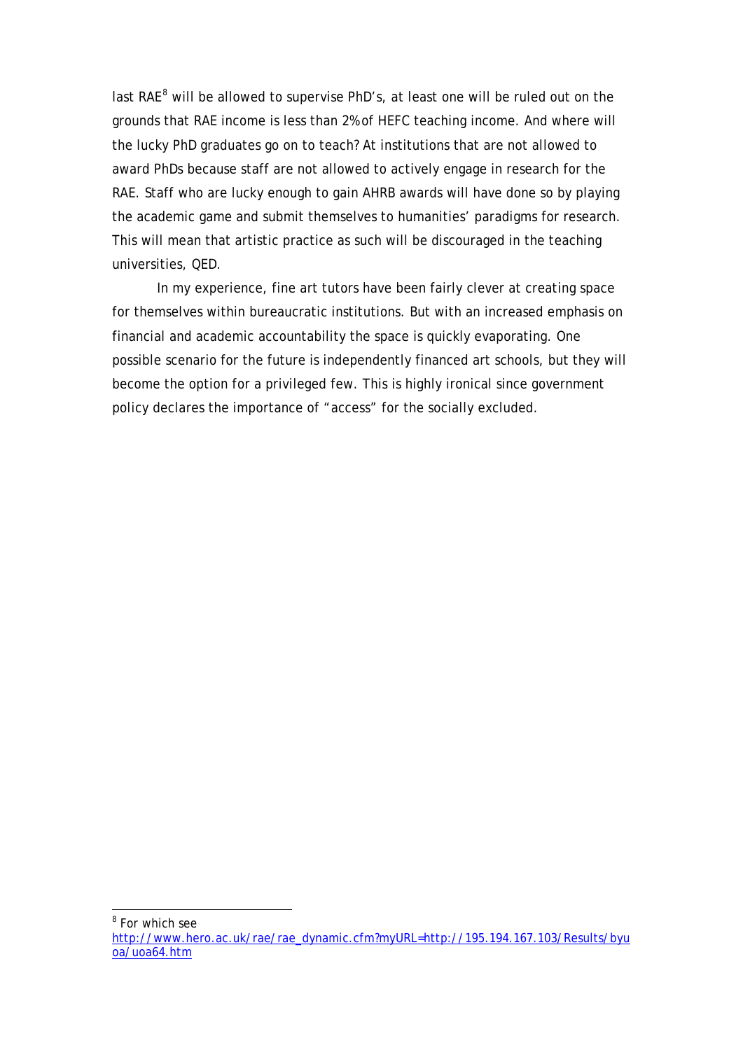last RAE[8] will be allowed to supervise PhD's, at least one will be ruled out on the grounds that RAE income is less than 2% of HEFC teaching income. And where will the lucky PhD graduates go on to teach? At institutions that are not allowed to award PhDs because staff are not allowed to actively engage in research for the RAE. Staff who are lucky enough to gain AHRB awards will have done so by playing the academic game and submit themselves to humanities' paradigms for research. This will mean that artistic practice as such will be discouraged in the teaching universities, QED.

In my experience, fine art tutors have been fairly clever at creating space for themselves within bureaucratic institutions. But with an increased emphasis on financial and academic accountability the space is quickly evaporating. One possible scenario for the future is independently financed art schools, but they will become the option for a privileged few. This is highly ironical since government policy declares the importance of "access" for the socially excluded.

---

[8] For which see http://www.hero.ac.uk/rae/rae_dynamic.cfm?myURL=http://195.194.167.103/Results/byuoa/uoa64.htm